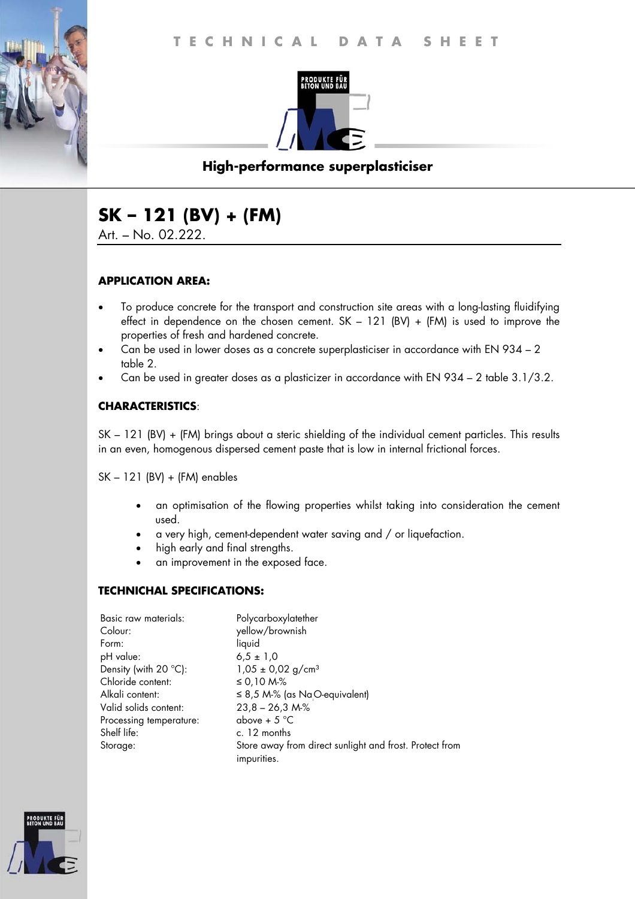# TECHNICAL DATA SHEET

PRODUKTE FÜR BETON UND BAU

**High-performance superplasticiser**

# SK – 121 (BV) + (FM)

Art. – No. 02.222.

## APPLICATION AREA:

- To produce concrete for the transport and construction site areas with a long-lasting fluidifying effect in dependence on the chosen cement. SK – 121 (BV) + (FM) is used to improve the properties of fresh and hardened concrete.
- Can be used in lower doses as a concrete superplasticiser in accordance with EN 934 – 2 table 2.
- Can be used in greater doses as a plasticizer in accordance with EN 934 – 2 table 3.1/3.2.

## CHARACTERISTICS:

SK – 121 (BV) + (FM) brings about a steric shielding of the individual cement particles. This results in an even, homogenous dispersed cement paste that is low in internal frictional forces.

SK – 121 (BV) + (FM) enables

- an optimisation of the flowing properties whilst taking into consideration the cement used.
- a very high, cement-dependent water saving and / or liquefaction.
- high early and final strengths.
- an improvement in the exposed face.

## TECHNICHAL SPECIFICATIONS:

| | |
|---|---|
| Basic raw materials: | Polycarboxylatether |
| Colour: | yellow/brownish |
| Form: | liquid |
| pH value: | 6,5 ± 1,0 |
| Density (with 20 °C): | 1,05 ± 0,02 g/cm³ |
| Chloride content: | ≤ 0,10 M-% |
| Alkali content: | ≤ 8,5 M-% (as $Na_2O$-equivalent) |
| Valid solids content: | 23,8 – 26,3 M-% |
| Processing temperature: | above + 5 °C |
| Shelf life: | c. 12 months |
| Storage: | Store away from direct sunlight and frost. Protect from impurities. |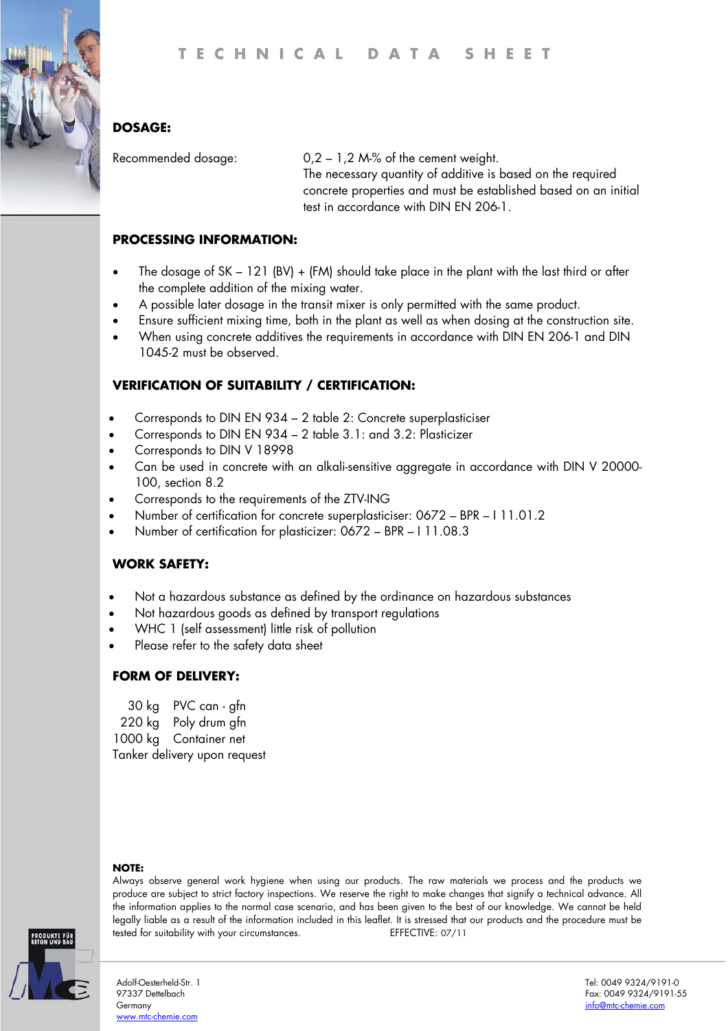# TECHNICAL DATA SHEET

## DOSAGE:

| | |
|---|---|
| Recommended dosage: | 0,2 – 1,2 M-% of the cement weight. The necessary quantity of additive is based on the required concrete properties and must be established based on an initial test in accordance with DIN EN 206-1. |

## PROCESSING INFORMATION:

- The dosage of SK – 121 (BV) + (FM) should take place in the plant with the last third or after the complete addition of the mixing water.
- A possible later dosage in the transit mixer is only permitted with the same product.
- Ensure sufficient mixing time, both in the plant as well as when dosing at the construction site.
- When using concrete additives the requirements in accordance with DIN EN 206-1 and DIN 1045-2 must be observed.

## VERIFICATION OF SUITABILITY / CERTIFICATION:

- Corresponds to DIN EN 934 – 2 table 2: Concrete superplasticiser
- Corresponds to DIN EN 934 – 2 table 3.1: and 3.2: Plasticizer
- Corresponds to DIN V 18998
- Can be used in concrete with an alkali-sensitive aggregate in accordance with DIN V 20000-100, section 8.2
- Corresponds to the requirements of the ZTV-ING
- Number of certification for concrete superplasticiser: 0672 – BPR – I 11.01.2
- Number of certification for plasticizer: 0672 – BPR – I 11.08.3

## WORK SAFETY:

- Not a hazardous substance as defined by the ordinance on hazardous substances
- Not hazardous goods as defined by transport regulations
- WHC 1 (self assessment) little risk of pollution
- Please refer to the safety data sheet

## FORM OF DELIVERY:

| | |
|---|---|
| 30 kg | PVC can - gfn |
| 220 kg | Poly drum gfn |
| 1000 kg | Container net |

Tanker delivery upon request

**NOTE:**
Always observe general work hygiene when using our products. The raw materials we process and the products we produce are subject to strict factory inspections. We reserve the right to make changes that signify a technical advance. All the information applies to the normal case scenario, and has been given to the best of our knowledge. We cannot be held legally liable as a result of the information included in this leaflet. It is stressed that our products and the procedure must be tested for suitability with your circumstances. EFFECTIVE: 07/11

PRODUKTE FÜR BETON UND BAU

Adolf-Oesterheld-Str. 1
97337 Dettelbach
Germany
www.mtc-chemie.com

Tel: 0049 9324/9191-0
Fax: 0049 9324/9191-55
info@mtc-chemie.com